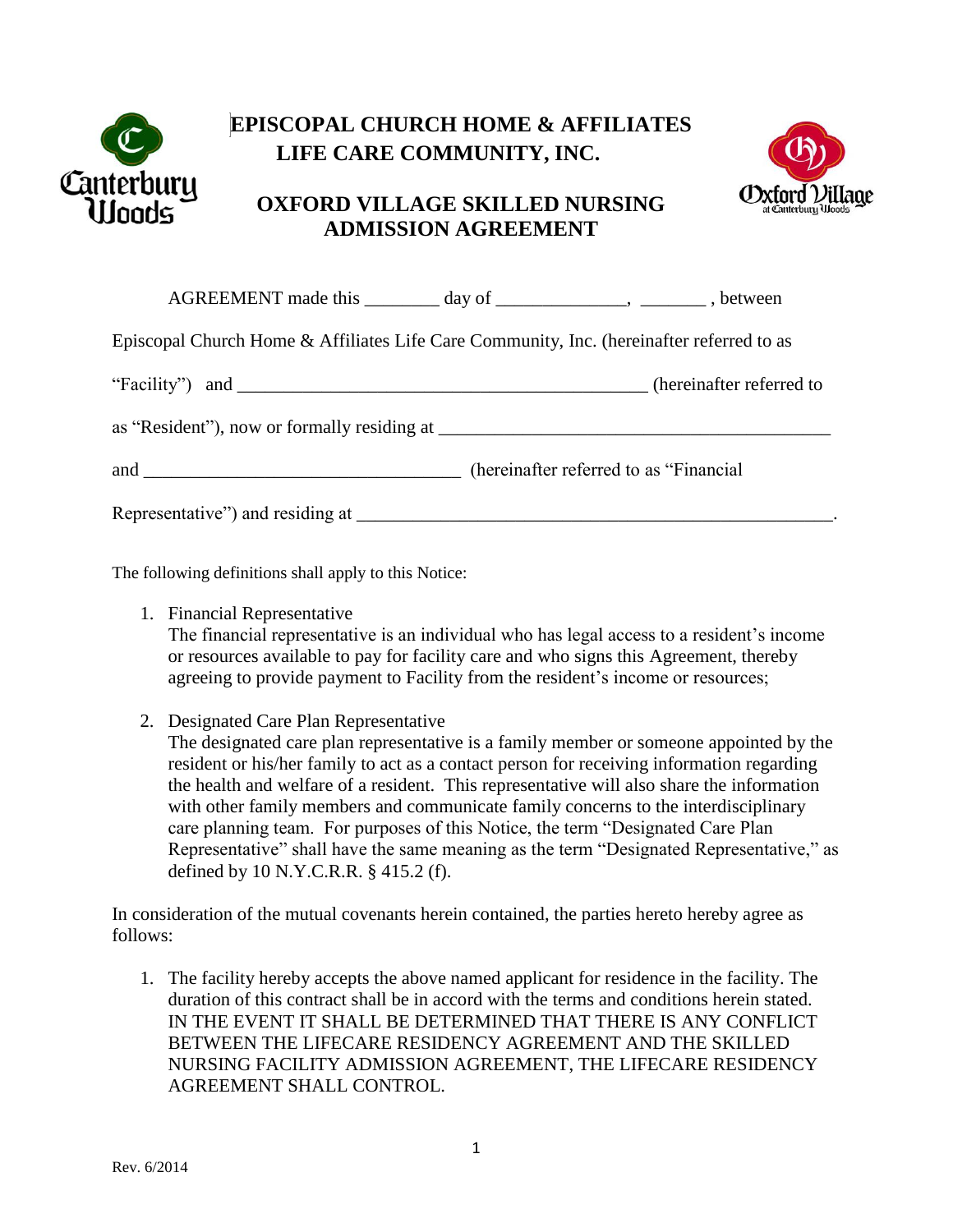# EPISCOPAL CHURCH HOME & AFFILIATES LIFE CARE COMMUNITY, INC.

## OXFORD VILLAGE SKILLED NURSING ADMISSION AGREEMENT

AGREEMENT made this ________ day of ______________, _______ , between

Episcopal Church Home & Affiliates Life Care Community, Inc. (hereinafter referred to as

"Facility") and _____________________________________________ (hereinafter referred to

as "Resident"), now or formally residing at __________________________________________

and __________________________________ (hereinafter referred to as "Financial

Representative") and residing at _____________________________________________________.

The following definitions shall apply to this Notice:

1. Financial Representative
   The financial representative is an individual who has legal access to a resident's income or resources available to pay for facility care and who signs this Agreement, thereby agreeing to provide payment to Facility from the resident's income or resources;

2. Designated Care Plan Representative
   The designated care plan representative is a family member or someone appointed by the resident or his/her family to act as a contact person for receiving information regarding the health and welfare of a resident. This representative will also share the information with other family members and communicate family concerns to the interdisciplinary care planning team. For purposes of this Notice, the term "Designated Care Plan Representative" shall have the same meaning as the term "Designated Representative," as defined by 10 N.Y.C.R.R. § 415.2 (f).

In consideration of the mutual covenants herein contained, the parties hereto hereby agree as follows:

1. The facility hereby accepts the above named applicant for residence in the facility. The duration of this contract shall be in accord with the terms and conditions herein stated. IN THE EVENT IT SHALL BE DETERMINED THAT THERE IS ANY CONFLICT BETWEEN THE LIFECARE RESIDENCY AGREEMENT AND THE SKILLED NURSING FACILITY ADMISSION AGREEMENT, THE LIFECARE RESIDENCY AGREEMENT SHALL CONTROL.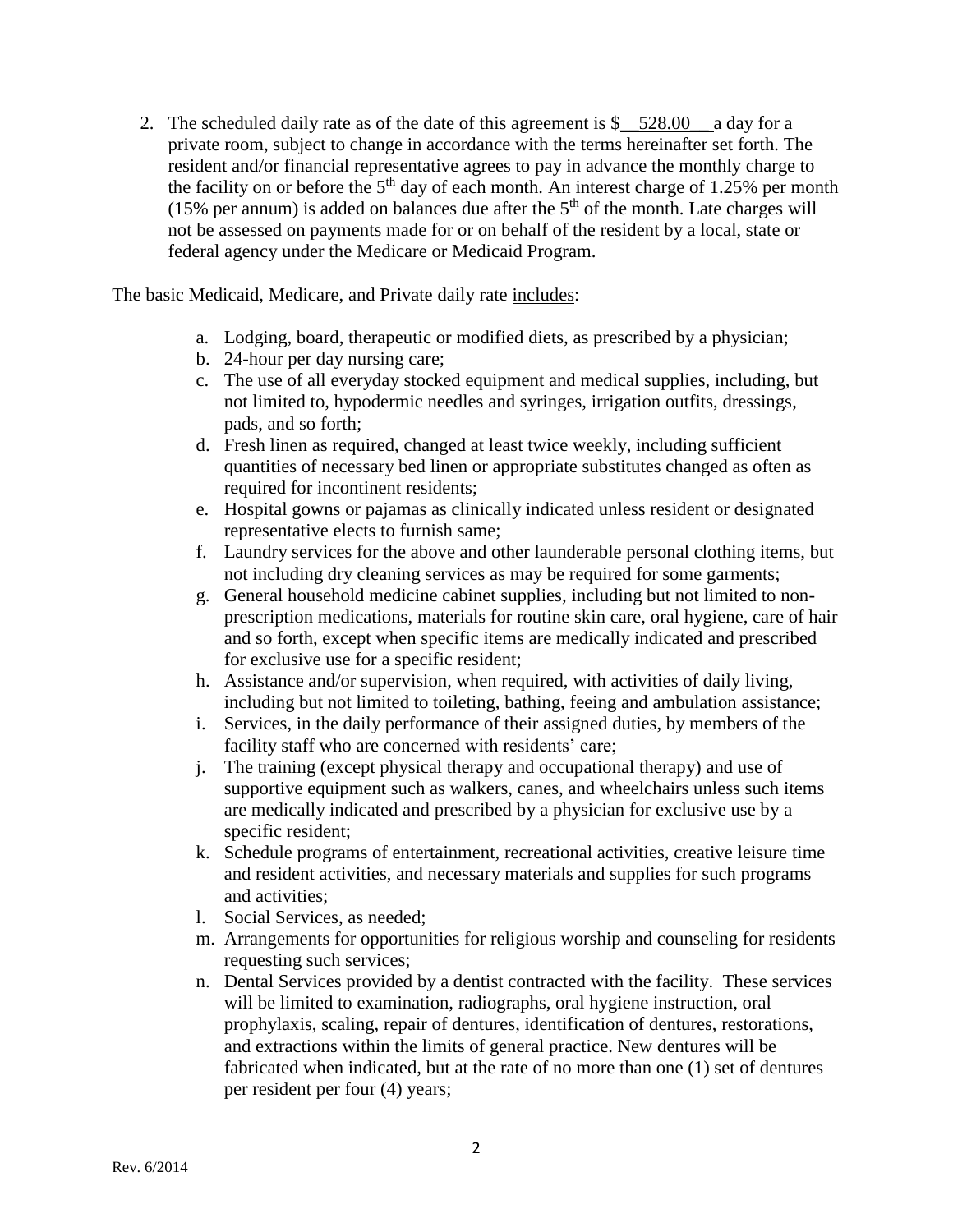2. The scheduled daily rate as of the date of this agreement is $__528.00__ a day for a private room, subject to change in accordance with the terms hereinafter set forth. The resident and/or financial representative agrees to pay in advance the monthly charge to the facility on or before the 5th day of each month. An interest charge of 1.25% per month (15% per annum) is added on balances due after the 5th of the month. Late charges will not be assessed on payments made for or on behalf of the resident by a local, state or federal agency under the Medicare or Medicaid Program.

The basic Medicaid, Medicare, and Private daily rate includes:

a. Lodging, board, therapeutic or modified diets, as prescribed by a physician;
b. 24-hour per day nursing care;
c. The use of all everyday stocked equipment and medical supplies, including, but not limited to, hypodermic needles and syringes, irrigation outfits, dressings, pads, and so forth;
d. Fresh linen as required, changed at least twice weekly, including sufficient quantities of necessary bed linen or appropriate substitutes changed as often as required for incontinent residents;
e. Hospital gowns or pajamas as clinically indicated unless resident or designated representative elects to furnish same;
f. Laundry services for the above and other launderable personal clothing items, but not including dry cleaning services as may be required for some garments;
g. General household medicine cabinet supplies, including but not limited to non-prescription medications, materials for routine skin care, oral hygiene, care of hair and so forth, except when specific items are medically indicated and prescribed for exclusive use for a specific resident;
h. Assistance and/or supervision, when required, with activities of daily living, including but not limited to toileting, bathing, feeing and ambulation assistance;
i. Services, in the daily performance of their assigned duties, by members of the facility staff who are concerned with residents' care;
j. The training (except physical therapy and occupational therapy) and use of supportive equipment such as walkers, canes, and wheelchairs unless such items are medically indicated and prescribed by a physician for exclusive use by a specific resident;
k. Schedule programs of entertainment, recreational activities, creative leisure time and resident activities, and necessary materials and supplies for such programs and activities;
l. Social Services, as needed;
m. Arrangements for opportunities for religious worship and counseling for residents requesting such services;
n. Dental Services provided by a dentist contracted with the facility. These services will be limited to examination, radiographs, oral hygiene instruction, oral prophylaxis, scaling, repair of dentures, identification of dentures, restorations, and extractions within the limits of general practice. New dentures will be fabricated when indicated, but at the rate of no more than one (1) set of dentures per resident per four (4) years;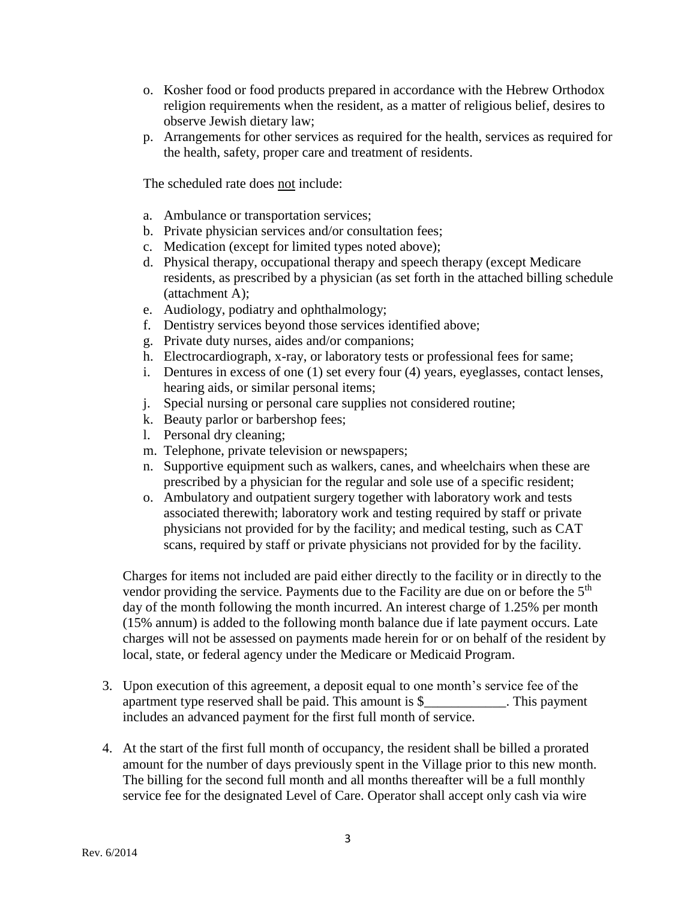o. Kosher food or food products prepared in accordance with the Hebrew Orthodox religion requirements when the resident, as a matter of religious belief, desires to observe Jewish dietary law;
p. Arrangements for other services as required for the health, services as required for the health, safety, proper care and treatment of residents.

The scheduled rate does <u>not</u> include:

a. Ambulance or transportation services;
b. Private physician services and/or consultation fees;
c. Medication (except for limited types noted above);
d. Physical therapy, occupational therapy and speech therapy (except Medicare residents, as prescribed by a physician (as set forth in the attached billing schedule (attachment A);
e. Audiology, podiatry and ophthalmology;
f. Dentistry services beyond those services identified above;
g. Private duty nurses, aides and/or companions;
h. Electrocardiograph, x-ray, or laboratory tests or professional fees for same;
i. Dentures in excess of one (1) set every four (4) years, eyeglasses, contact lenses, hearing aids, or similar personal items;
j. Special nursing or personal care supplies not considered routine;
k. Beauty parlor or barbershop fees;
l. Personal dry cleaning;
m. Telephone, private television or newspapers;
n. Supportive equipment such as walkers, canes, and wheelchairs when these are prescribed by a physician for the regular and sole use of a specific resident;
o. Ambulatory and outpatient surgery together with laboratory work and tests associated therewith; laboratory work and testing required by staff or private physicians not provided for by the facility; and medical testing, such as CAT scans, required by staff or private physicians not provided for by the facility.

Charges for items not included are paid either directly to the facility or in directly to the vendor providing the service. Payments due to the Facility are due on or before the 5th day of the month following the month incurred. An interest charge of 1.25% per month (15% annum) is added to the following month balance due if late payment occurs. Late charges will not be assessed on payments made herein for or on behalf of the resident by local, state, or federal agency under the Medicare or Medicaid Program.

3. Upon execution of this agreement, a deposit equal to one month's service fee of the apartment type reserved shall be paid. This amount is $____________. This payment includes an advanced payment for the first full month of service.

4. At the start of the first full month of occupancy, the resident shall be billed a prorated amount for the number of days previously spent in the Village prior to this new month. The billing for the second full month and all months thereafter will be a full monthly service fee for the designated Level of Care. Operator shall accept only cash via wire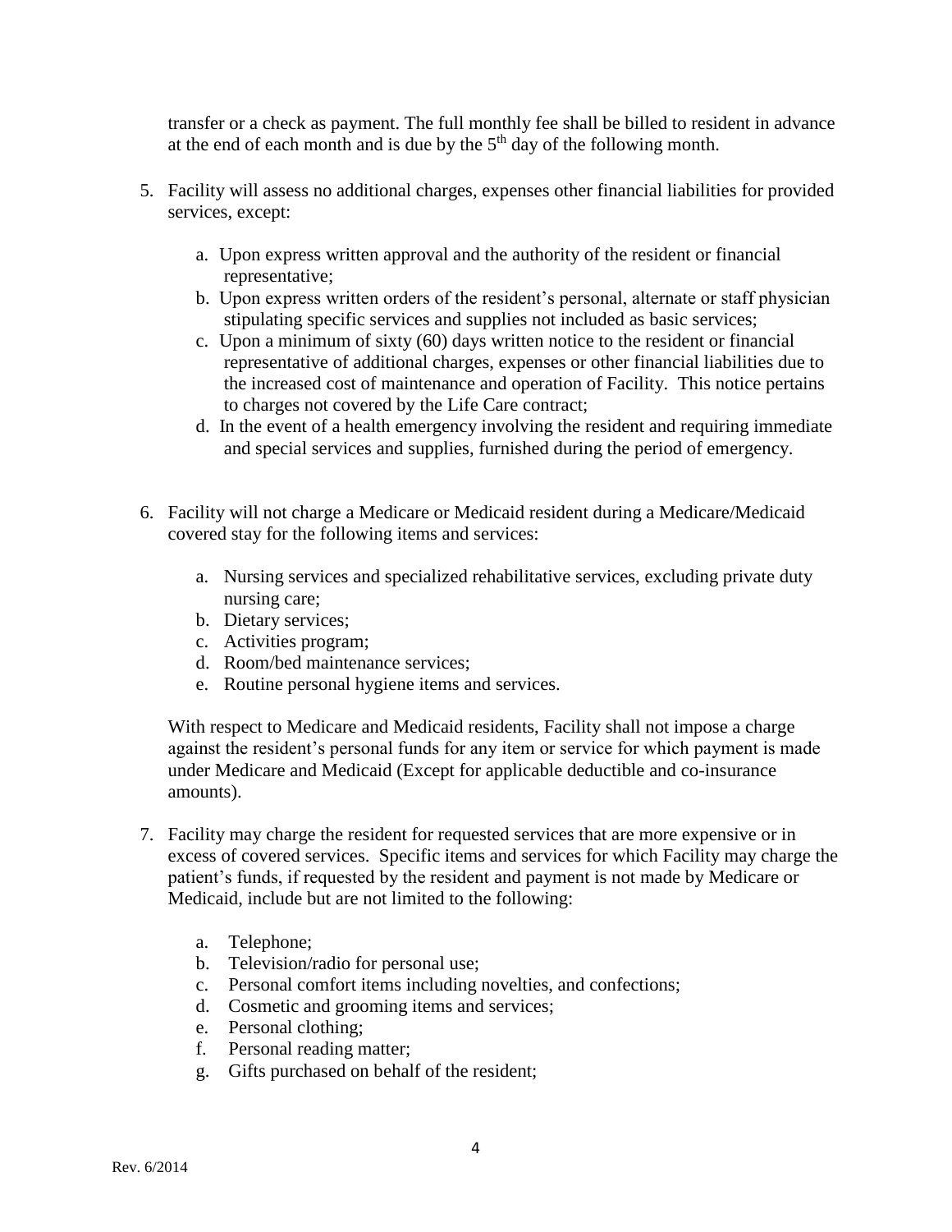transfer or a check as payment. The full monthly fee shall be billed to resident in advance at the end of each month and is due by the 5th day of the following month.

5. Facility will assess no additional charges, expenses other financial liabilities for provided services, except:

    a. Upon express written approval and the authority of the resident or financial representative;
    b. Upon express written orders of the resident's personal, alternate or staff physician stipulating specific services and supplies not included as basic services;
    c. Upon a minimum of sixty (60) days written notice to the resident or financial representative of additional charges, expenses or other financial liabilities due to the increased cost of maintenance and operation of Facility. This notice pertains to charges not covered by the Life Care contract;
    d. In the event of a health emergency involving the resident and requiring immediate and special services and supplies, furnished during the period of emergency.

6. Facility will not charge a Medicare or Medicaid resident during a Medicare/Medicaid covered stay for the following items and services:

    a. Nursing services and specialized rehabilitative services, excluding private duty nursing care;
    b. Dietary services;
    c. Activities program;
    d. Room/bed maintenance services;
    e. Routine personal hygiene items and services.

    With respect to Medicare and Medicaid residents, Facility shall not impose a charge against the resident's personal funds for any item or service for which payment is made under Medicare and Medicaid (Except for applicable deductible and co-insurance amounts).

7. Facility may charge the resident for requested services that are more expensive or in excess of covered services. Specific items and services for which Facility may charge the patient's funds, if requested by the resident and payment is not made by Medicare or Medicaid, include but are not limited to the following:

    a. Telephone;
    b. Television/radio for personal use;
    c. Personal comfort items including novelties, and confections;
    d. Cosmetic and grooming items and services;
    e. Personal clothing;
    f. Personal reading matter;
    g. Gifts purchased on behalf of the resident;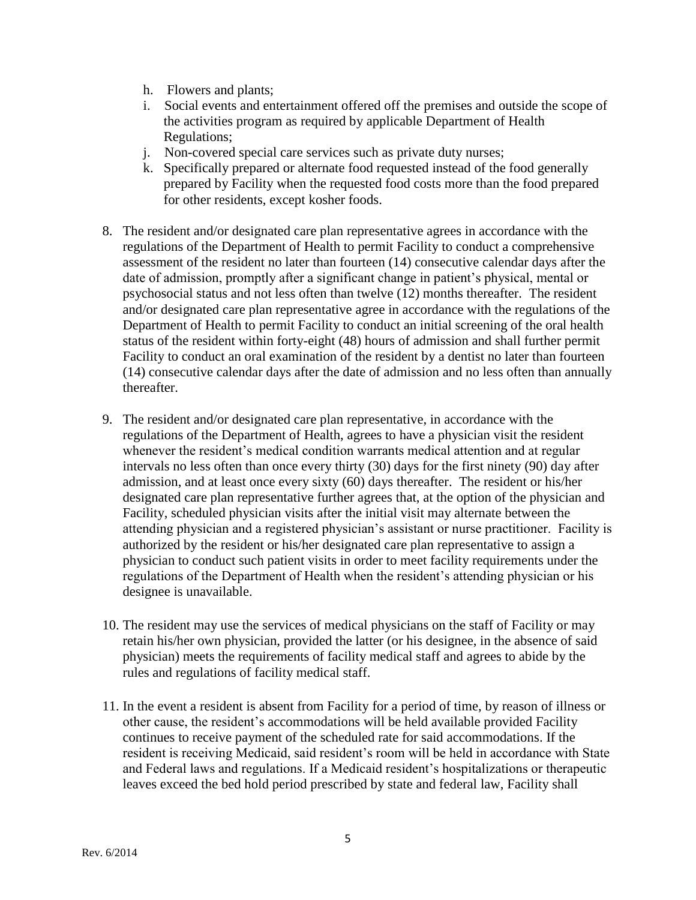h. Flowers and plants;
i. Social events and entertainment offered off the premises and outside the scope of the activities program as required by applicable Department of Health Regulations;
j. Non-covered special care services such as private duty nurses;
k. Specifically prepared or alternate food requested instead of the food generally prepared by Facility when the requested food costs more than the food prepared for other residents, except kosher foods.

8. The resident and/or designated care plan representative agrees in accordance with the regulations of the Department of Health to permit Facility to conduct a comprehensive assessment of the resident no later than fourteen (14) consecutive calendar days after the date of admission, promptly after a significant change in patient's physical, mental or psychosocial status and not less often than twelve (12) months thereafter. The resident and/or designated care plan representative agree in accordance with the regulations of the Department of Health to permit Facility to conduct an initial screening of the oral health status of the resident within forty-eight (48) hours of admission and shall further permit Facility to conduct an oral examination of the resident by a dentist no later than fourteen (14) consecutive calendar days after the date of admission and no less often than annually thereafter.

9. The resident and/or designated care plan representative, in accordance with the regulations of the Department of Health, agrees to have a physician visit the resident whenever the resident's medical condition warrants medical attention and at regular intervals no less often than once every thirty (30) days for the first ninety (90) day after admission, and at least once every sixty (60) days thereafter. The resident or his/her designated care plan representative further agrees that, at the option of the physician and Facility, scheduled physician visits after the initial visit may alternate between the attending physician and a registered physician's assistant or nurse practitioner. Facility is authorized by the resident or his/her designated care plan representative to assign a physician to conduct such patient visits in order to meet facility requirements under the regulations of the Department of Health when the resident's attending physician or his designee is unavailable.

10. The resident may use the services of medical physicians on the staff of Facility or may retain his/her own physician, provided the latter (or his designee, in the absence of said physician) meets the requirements of facility medical staff and agrees to abide by the rules and regulations of facility medical staff.

11. In the event a resident is absent from Facility for a period of time, by reason of illness or other cause, the resident's accommodations will be held available provided Facility continues to receive payment of the scheduled rate for said accommodations. If the resident is receiving Medicaid, said resident's room will be held in accordance with State and Federal laws and regulations. If a Medicaid resident's hospitalizations or therapeutic leaves exceed the bed hold period prescribed by state and federal law, Facility shall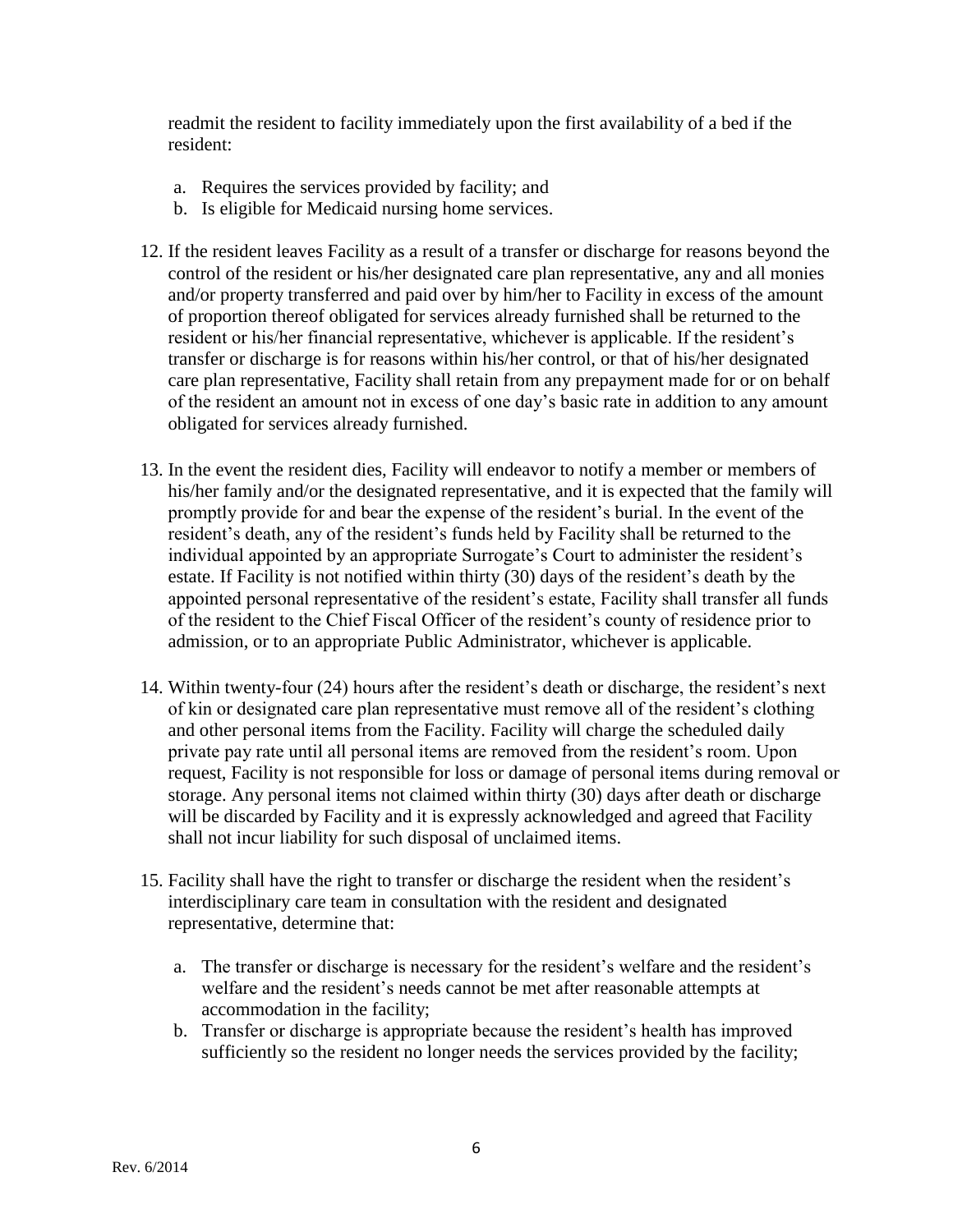readmit the resident to facility immediately upon the first availability of a bed if the resident:

a. Requires the services provided by facility; and
b. Is eligible for Medicaid nursing home services.

12. If the resident leaves Facility as a result of a transfer or discharge for reasons beyond the control of the resident or his/her designated care plan representative, any and all monies and/or property transferred and paid over by him/her to Facility in excess of the amount of proportion thereof obligated for services already furnished shall be returned to the resident or his/her financial representative, whichever is applicable. If the resident's transfer or discharge is for reasons within his/her control, or that of his/her designated care plan representative, Facility shall retain from any prepayment made for or on behalf of the resident an amount not in excess of one day's basic rate in addition to any amount obligated for services already furnished.

13. In the event the resident dies, Facility will endeavor to notify a member or members of his/her family and/or the designated representative, and it is expected that the family will promptly provide for and bear the expense of the resident's burial. In the event of the resident's death, any of the resident's funds held by Facility shall be returned to the individual appointed by an appropriate Surrogate's Court to administer the resident's estate. If Facility is not notified within thirty (30) days of the resident's death by the appointed personal representative of the resident's estate, Facility shall transfer all funds of the resident to the Chief Fiscal Officer of the resident's county of residence prior to admission, or to an appropriate Public Administrator, whichever is applicable.

14. Within twenty-four (24) hours after the resident's death or discharge, the resident's next of kin or designated care plan representative must remove all of the resident's clothing and other personal items from the Facility. Facility will charge the scheduled daily private pay rate until all personal items are removed from the resident's room. Upon request, Facility is not responsible for loss or damage of personal items during removal or storage. Any personal items not claimed within thirty (30) days after death or discharge will be discarded by Facility and it is expressly acknowledged and agreed that Facility shall not incur liability for such disposal of unclaimed items.

15. Facility shall have the right to transfer or discharge the resident when the resident's interdisciplinary care team in consultation with the resident and designated representative, determine that:

    a. The transfer or discharge is necessary for the resident's welfare and the resident's welfare and the resident's needs cannot be met after reasonable attempts at accommodation in the facility;
    b. Transfer or discharge is appropriate because the resident's health has improved sufficiently so the resident no longer needs the services provided by the facility;

Rev. 6/2014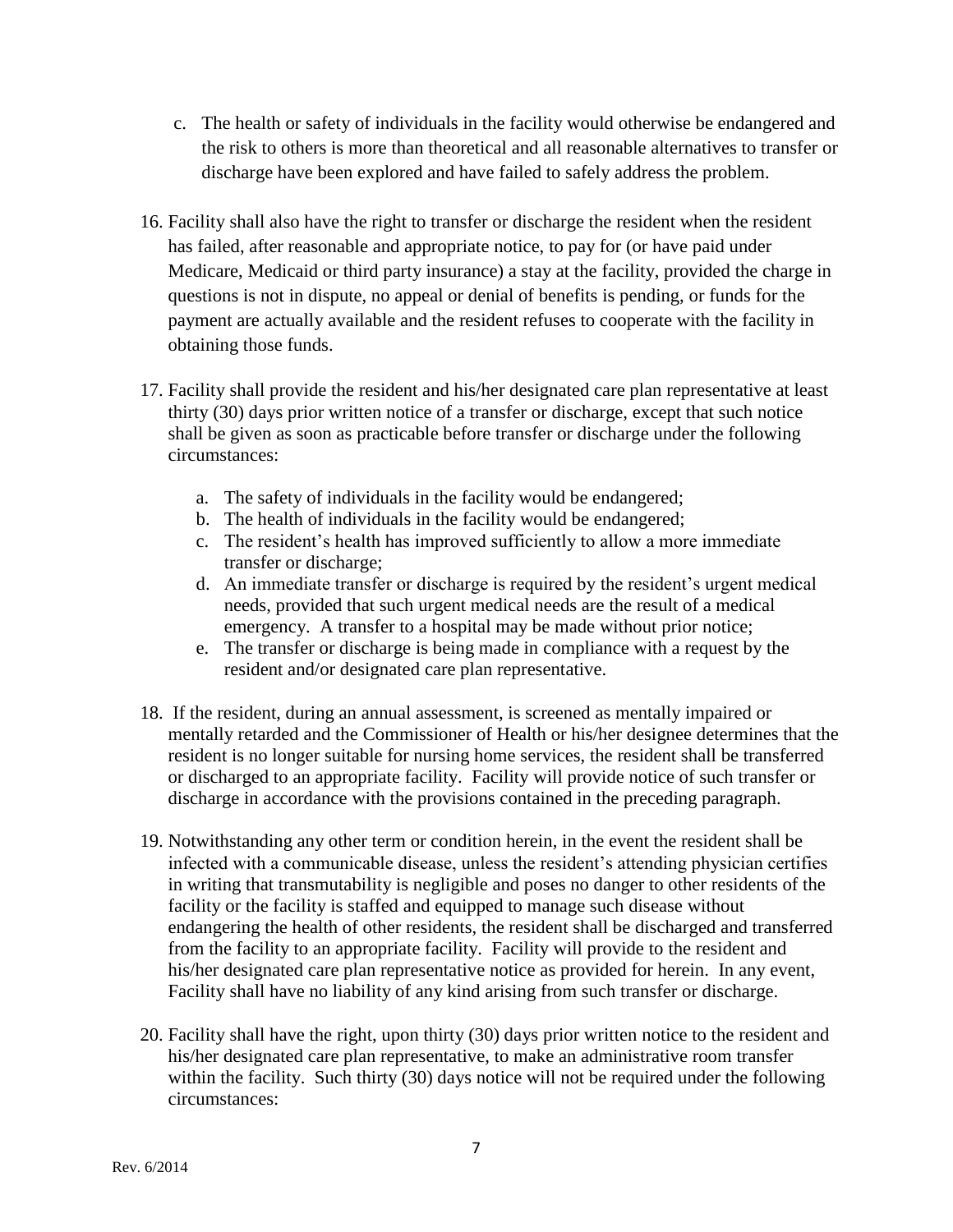c. The health or safety of individuals in the facility would otherwise be endangered and the risk to others is more than theoretical and all reasonable alternatives to transfer or discharge have been explored and have failed to safely address the problem.

16. Facility shall also have the right to transfer or discharge the resident when the resident has failed, after reasonable and appropriate notice, to pay for (or have paid under Medicare, Medicaid or third party insurance) a stay at the facility, provided the charge in questions is not in dispute, no appeal or denial of benefits is pending, or funds for the payment are actually available and the resident refuses to cooperate with the facility in obtaining those funds.

17. Facility shall provide the resident and his/her designated care plan representative at least thirty (30) days prior written notice of a transfer or discharge, except that such notice shall be given as soon as practicable before transfer or discharge under the following circumstances:

    a. The safety of individuals in the facility would be endangered;
    b. The health of individuals in the facility would be endangered;
    c. The resident's health has improved sufficiently to allow a more immediate transfer or discharge;
    d. An immediate transfer or discharge is required by the resident's urgent medical needs, provided that such urgent medical needs are the result of a medical emergency. A transfer to a hospital may be made without prior notice;
    e. The transfer or discharge is being made in compliance with a request by the resident and/or designated care plan representative.

18. If the resident, during an annual assessment, is screened as mentally impaired or mentally retarded and the Commissioner of Health or his/her designee determines that the resident is no longer suitable for nursing home services, the resident shall be transferred or discharged to an appropriate facility. Facility will provide notice of such transfer or discharge in accordance with the provisions contained in the preceding paragraph.

19. Notwithstanding any other term or condition herein, in the event the resident shall be infected with a communicable disease, unless the resident's attending physician certifies in writing that transmutability is negligible and poses no danger to other residents of the facility or the facility is staffed and equipped to manage such disease without endangering the health of other residents, the resident shall be discharged and transferred from the facility to an appropriate facility. Facility will provide to the resident and his/her designated care plan representative notice as provided for herein. In any event, Facility shall have no liability of any kind arising from such transfer or discharge.

20. Facility shall have the right, upon thirty (30) days prior written notice to the resident and his/her designated care plan representative, to make an administrative room transfer within the facility. Such thirty (30) days notice will not be required under the following circumstances:

Rev. 6/2014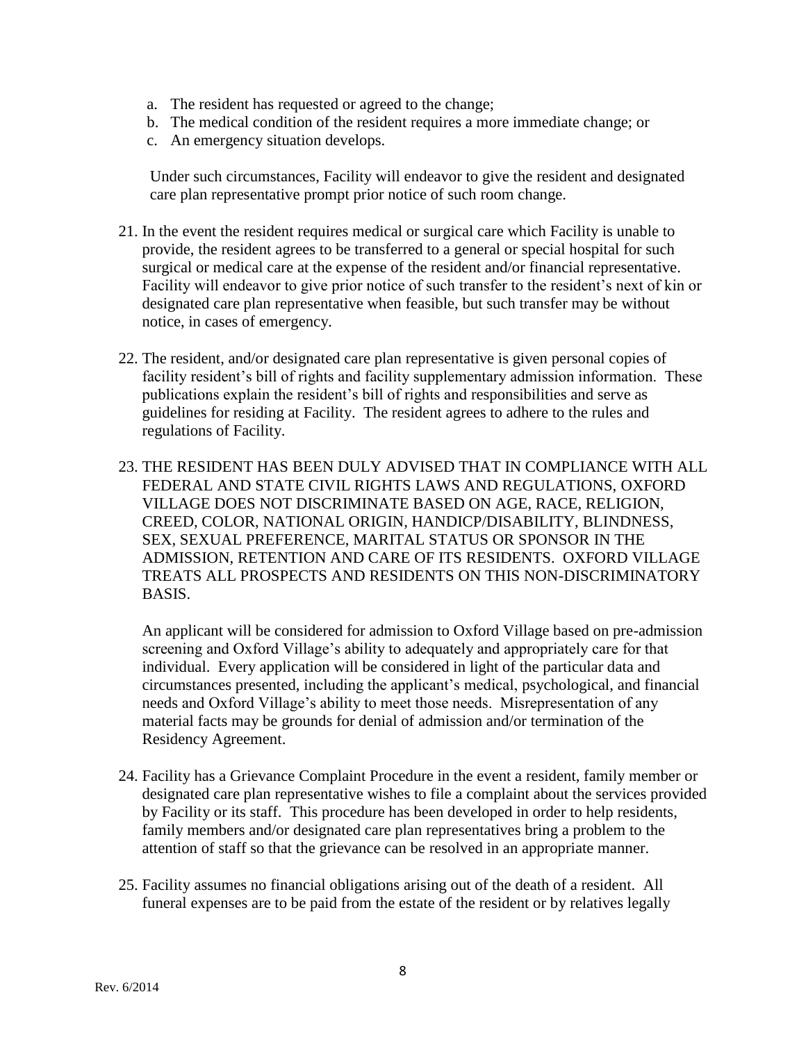a. The resident has requested or agreed to the change;
b. The medical condition of the resident requires a more immediate change; or
c. An emergency situation develops.

Under such circumstances, Facility will endeavor to give the resident and designated care plan representative prompt prior notice of such room change.

21. In the event the resident requires medical or surgical care which Facility is unable to provide, the resident agrees to be transferred to a general or special hospital for such surgical or medical care at the expense of the resident and/or financial representative. Facility will endeavor to give prior notice of such transfer to the resident's next of kin or designated care plan representative when feasible, but such transfer may be without notice, in cases of emergency.

22. The resident, and/or designated care plan representative is given personal copies of facility resident's bill of rights and facility supplementary admission information. These publications explain the resident's bill of rights and responsibilities and serve as guidelines for residing at Facility. The resident agrees to adhere to the rules and regulations of Facility.

23. THE RESIDENT HAS BEEN DULY ADVISED THAT IN COMPLIANCE WITH ALL FEDERAL AND STATE CIVIL RIGHTS LAWS AND REGULATIONS, OXFORD VILLAGE DOES NOT DISCRIMINATE BASED ON AGE, RACE, RELIGION, CREED, COLOR, NATIONAL ORIGIN, HANDICP/DISABILITY, BLINDNESS, SEX, SEXUAL PREFERENCE, MARITAL STATUS OR SPONSOR IN THE ADMISSION, RETENTION AND CARE OF ITS RESIDENTS. OXFORD VILLAGE TREATS ALL PROSPECTS AND RESIDENTS ON THIS NON-DISCRIMINATORY BASIS.

    An applicant will be considered for admission to Oxford Village based on pre-admission screening and Oxford Village's ability to adequately and appropriately care for that individual. Every application will be considered in light of the particular data and circumstances presented, including the applicant's medical, psychological, and financial needs and Oxford Village's ability to meet those needs. Misrepresentation of any material facts may be grounds for denial of admission and/or termination of the Residency Agreement.

24. Facility has a Grievance Complaint Procedure in the event a resident, family member or designated care plan representative wishes to file a complaint about the services provided by Facility or its staff. This procedure has been developed in order to help residents, family members and/or designated care plan representatives bring a problem to the attention of staff so that the grievance can be resolved in an appropriate manner.

25. Facility assumes no financial obligations arising out of the death of a resident. All funeral expenses are to be paid from the estate of the resident or by relatives legally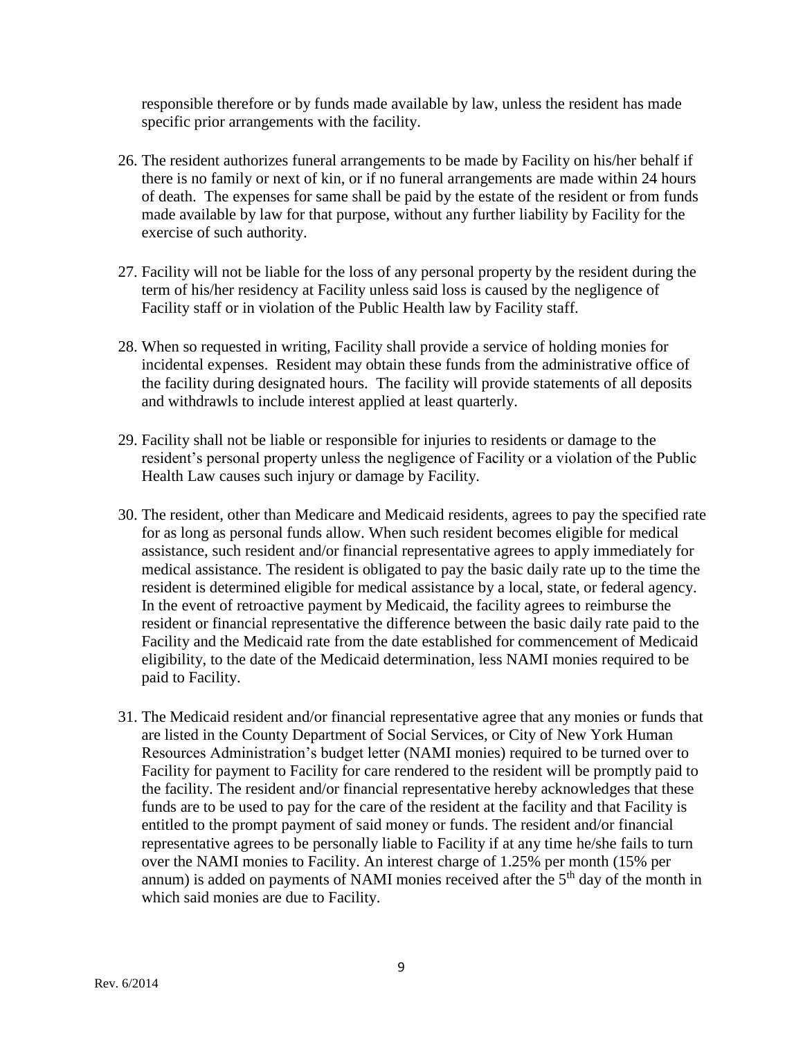responsible therefore or by funds made available by law, unless the resident has made specific prior arrangements with the facility.

26. The resident authorizes funeral arrangements to be made by Facility on his/her behalf if there is no family or next of kin, or if no funeral arrangements are made within 24 hours of death. The expenses for same shall be paid by the estate of the resident or from funds made available by law for that purpose, without any further liability by Facility for the exercise of such authority.

27. Facility will not be liable for the loss of any personal property by the resident during the term of his/her residency at Facility unless said loss is caused by the negligence of Facility staff or in violation of the Public Health law by Facility staff.

28. When so requested in writing, Facility shall provide a service of holding monies for incidental expenses. Resident may obtain these funds from the administrative office of the facility during designated hours. The facility will provide statements of all deposits and withdrawls to include interest applied at least quarterly.

29. Facility shall not be liable or responsible for injuries to residents or damage to the resident's personal property unless the negligence of Facility or a violation of the Public Health Law causes such injury or damage by Facility.

30. The resident, other than Medicare and Medicaid residents, agrees to pay the specified rate for as long as personal funds allow. When such resident becomes eligible for medical assistance, such resident and/or financial representative agrees to apply immediately for medical assistance. The resident is obligated to pay the basic daily rate up to the time the resident is determined eligible for medical assistance by a local, state, or federal agency. In the event of retroactive payment by Medicaid, the facility agrees to reimburse the resident or financial representative the difference between the basic daily rate paid to the Facility and the Medicaid rate from the date established for commencement of Medicaid eligibility, to the date of the Medicaid determination, less NAMI monies required to be paid to Facility.

31. The Medicaid resident and/or financial representative agree that any monies or funds that are listed in the County Department of Social Services, or City of New York Human Resources Administration's budget letter (NAMI monies) required to be turned over to Facility for payment to Facility for care rendered to the resident will be promptly paid to the facility. The resident and/or financial representative hereby acknowledges that these funds are to be used to pay for the care of the resident at the facility and that Facility is entitled to the prompt payment of said money or funds. The resident and/or financial representative agrees to be personally liable to Facility if at any time he/she fails to turn over the NAMI monies to Facility. An interest charge of 1.25% per month (15% per annum) is added on payments of NAMI monies received after the 5th day of the month in which said monies are due to Facility.

Rev. 6/2014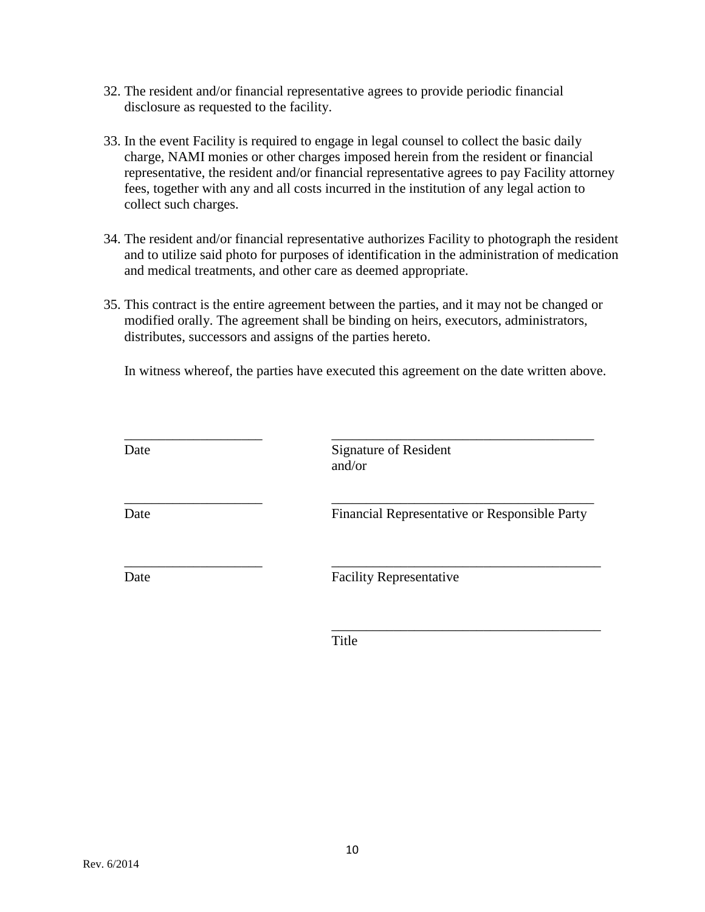32. The resident and/or financial representative agrees to provide periodic financial disclosure as requested to the facility.

33. In the event Facility is required to engage in legal counsel to collect the basic daily charge, NAMI monies or other charges imposed herein from the resident or financial representative, the resident and/or financial representative agrees to pay Facility attorney fees, together with any and all costs incurred in the institution of any legal action to collect such charges.

34. The resident and/or financial representative authorizes Facility to photograph the resident and to utilize said photo for purposes of identification in the administration of medication and medical treatments, and other care as deemed appropriate.

35. This contract is the entire agreement between the parties, and it may not be changed or modified orally. The agreement shall be binding on heirs, executors, administrators, distributes, successors and assigns of the parties hereto.

In witness whereof, the parties have executed this agreement on the date written above.

| | |
|---|---|
| \_\_\_\_\_\_\_\_\_\_\_\_\_\_\_\_\_\_\_\_ | \_\_\_\_\_\_\_\_\_\_\_\_\_\_\_\_\_\_\_\_\_\_\_\_\_\_\_\_\_\_\_\_\_\_\_\_\_\_\_ |
| Date | Signature of Resident and/or |
| \_\_\_\_\_\_\_\_\_\_\_\_\_\_\_\_\_\_\_\_ | \_\_\_\_\_\_\_\_\_\_\_\_\_\_\_\_\_\_\_\_\_\_\_\_\_\_\_\_\_\_\_\_\_\_\_\_\_\_\_ |
| Date | Financial Representative or Responsible Party |
| \_\_\_\_\_\_\_\_\_\_\_\_\_\_\_\_\_\_\_\_ | \_\_\_\_\_\_\_\_\_\_\_\_\_\_\_\_\_\_\_\_\_\_\_\_\_\_\_\_\_\_\_\_\_\_\_\_\_\_\_ |
| Date | Facility Representative |
| | \_\_\_\_\_\_\_\_\_\_\_\_\_\_\_\_\_\_\_\_\_\_\_\_\_\_\_\_\_\_\_\_\_\_\_\_\_\_\_ |
| | Title |

Rev. 6/2014